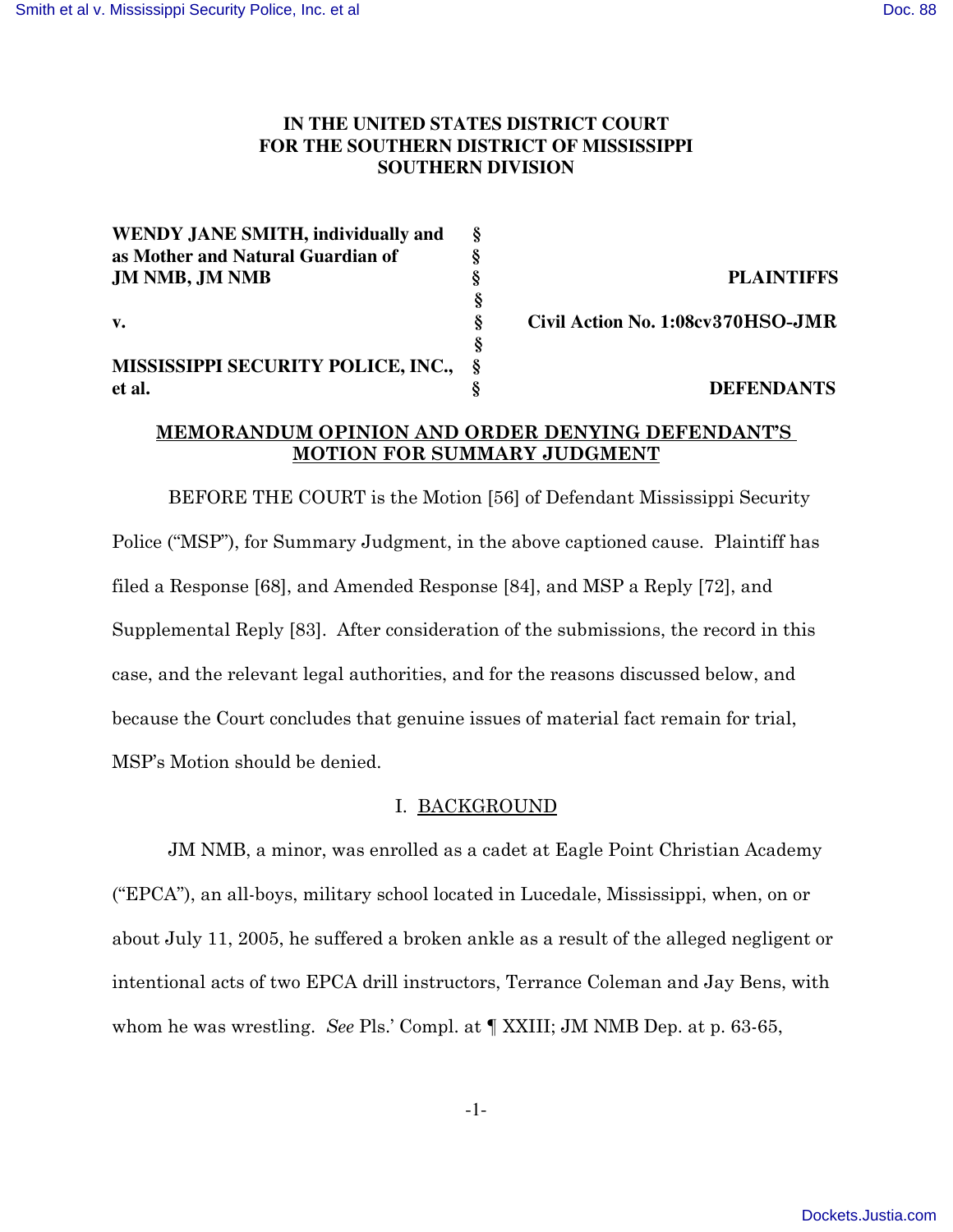**IN THE UNITED STATES DISTRICT COURT**
**FOR THE SOUTHERN DISTRICT OF MISSISSIPPI**
**SOUTHERN DIVISION**

| | | |
|---|---|---|
| **WENDY JANE SMITH, individually and as Mother and Natural Guardian of JM NMB, JM NMB** | § | **PLAINTIFFS** |
| **v.** | § | **Civil Action No. 1:08cv370HSO-JMR** |
| **MISSISSIPPI SECURITY POLICE, INC., et al.** | § | **DEFENDANTS** |

**MEMORANDUM OPINION AND ORDER DENYING DEFENDANT'S MOTION FOR SUMMARY JUDGMENT**

BEFORE THE COURT is the Motion [56] of Defendant Mississippi Security Police ("MSP"), for Summary Judgment, in the above captioned cause. Plaintiff has filed a Response [68], and Amended Response [84], and MSP a Reply [72], and Supplemental Reply [83]. After consideration of the submissions, the record in this case, and the relevant legal authorities, and for the reasons discussed below, and because the Court concludes that genuine issues of material fact remain for trial, MSP's Motion should be denied.

## I. BACKGROUND

JM NMB, a minor, was enrolled as a cadet at Eagle Point Christian Academy ("EPCA"), an all-boys, military school located in Lucedale, Mississippi, when, on or about July 11, 2005, he suffered a broken ankle as a result of the alleged negligent or intentional acts of two EPCA drill instructors, Terrance Coleman and Jay Bens, with whom he was wrestling. *See* Pls.' Compl. at ¶ XXIII; JM NMB Dep. at p. 63-65,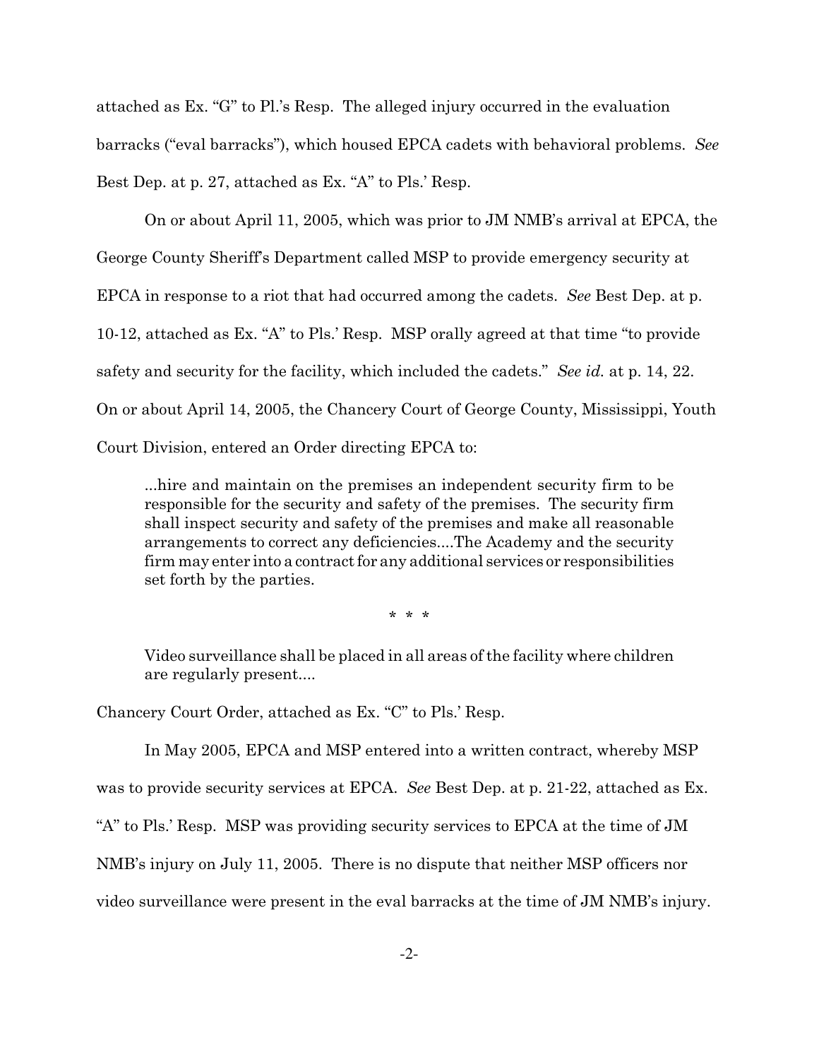attached as Ex. "G" to Pl.'s Resp. The alleged injury occurred in the evaluation barracks ("eval barracks"), which housed EPCA cadets with behavioral problems. *See* Best Dep. at p. 27, attached as Ex. "A" to Pls.' Resp.

On or about April 11, 2005, which was prior to JM NMB's arrival at EPCA, the George County Sheriff's Department called MSP to provide emergency security at EPCA in response to a riot that had occurred among the cadets. *See* Best Dep. at p. 10-12, attached as Ex. "A" to Pls.' Resp. MSP orally agreed at that time "to provide safety and security for the facility, which included the cadets." *See id.* at p. 14, 22. On or about April 14, 2005, the Chancery Court of George County, Mississippi, Youth Court Division, entered an Order directing EPCA to:

> ...hire and maintain on the premises an independent security firm to be responsible for the security and safety of the premises. The security firm shall inspect security and safety of the premises and make all reasonable arrangements to correct any deficiencies....The Academy and the security firm may enter into a contract for any additional services or responsibilities set forth by the parties.
>
> \* \* \*
>
> Video surveillance shall be placed in all areas of the facility where children are regularly present....

Chancery Court Order, attached as Ex. "C" to Pls.' Resp.

In May 2005, EPCA and MSP entered into a written contract, whereby MSP was to provide security services at EPCA. *See* Best Dep. at p. 21-22, attached as Ex. "A" to Pls.' Resp. MSP was providing security services to EPCA at the time of JM NMB's injury on July 11, 2005. There is no dispute that neither MSP officers nor video surveillance were present in the eval barracks at the time of JM NMB's injury.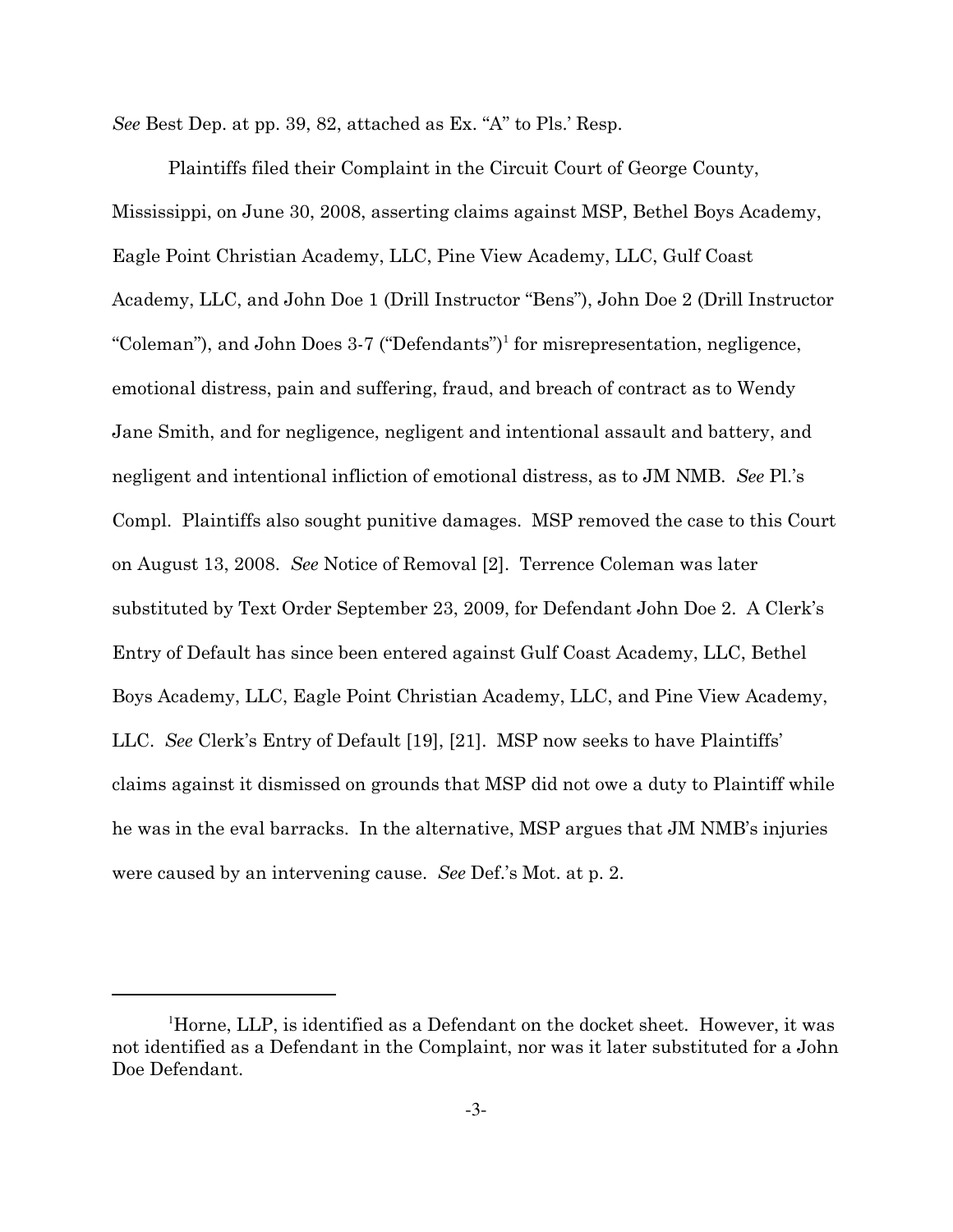*See* Best Dep. at pp. 39, 82, attached as Ex. "A" to Pls.' Resp.

Plaintiffs filed their Complaint in the Circuit Court of George County, Mississippi, on June 30, 2008, asserting claims against MSP, Bethel Boys Academy, Eagle Point Christian Academy, LLC, Pine View Academy, LLC, Gulf Coast Academy, LLC, and John Doe 1 (Drill Instructor "Bens"), John Doe 2 (Drill Instructor "Coleman"), and John Does 3-7 ("Defendants")[1] for misrepresentation, negligence, emotional distress, pain and suffering, fraud, and breach of contract as to Wendy Jane Smith, and for negligence, negligent and intentional assault and battery, and negligent and intentional infliction of emotional distress, as to JM NMB. *See* Pl.'s Compl. Plaintiffs also sought punitive damages. MSP removed the case to this Court on August 13, 2008. *See* Notice of Removal [2]. Terrence Coleman was later substituted by Text Order September 23, 2009, for Defendant John Doe 2. A Clerk's Entry of Default has since been entered against Gulf Coast Academy, LLC, Bethel Boys Academy, LLC, Eagle Point Christian Academy, LLC, and Pine View Academy, LLC. *See* Clerk's Entry of Default [19], [21]. MSP now seeks to have Plaintiffs' claims against it dismissed on grounds that MSP did not owe a duty to Plaintiff while he was in the eval barracks. In the alternative, MSP argues that JM NMB's injuries were caused by an intervening cause. *See* Def.'s Mot. at p. 2.

---

[1] Horne, LLP, is identified as a Defendant on the docket sheet. However, it was not identified as a Defendant in the Complaint, nor was it later substituted for a John Doe Defendant.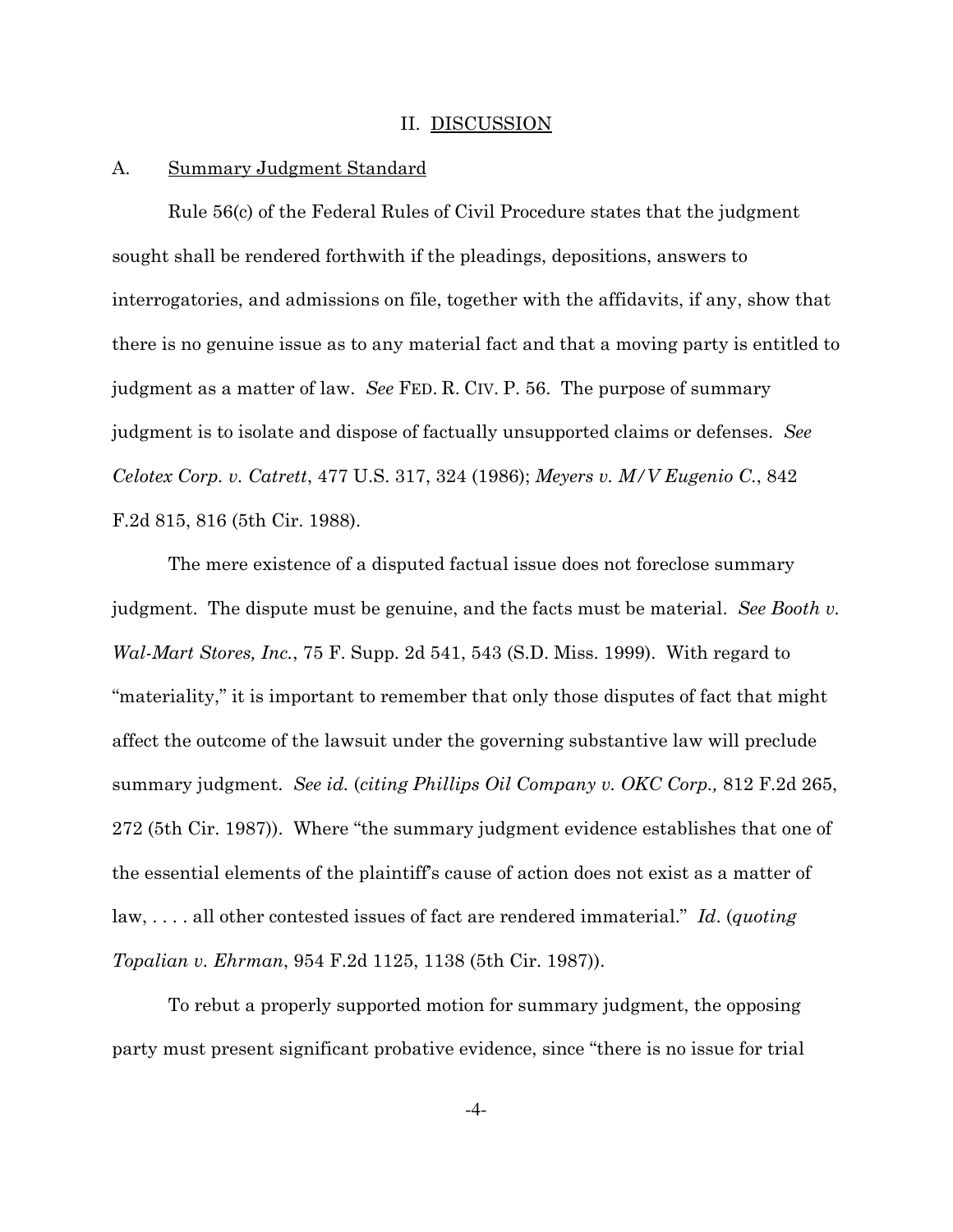## II. DISCUSSION

### A. Summary Judgment Standard

Rule 56(c) of the Federal Rules of Civil Procedure states that the judgment sought shall be rendered forthwith if the pleadings, depositions, answers to interrogatories, and admissions on file, together with the affidavits, if any, show that there is no genuine issue as to any material fact and that a moving party is entitled to judgment as a matter of law. *See* FED. R. CIV. P. 56. The purpose of summary judgment is to isolate and dispose of factually unsupported claims or defenses. *See Celotex Corp. v. Catrett*, 477 U.S. 317, 324 (1986); *Meyers v. M/V Eugenio C.*, 842 F.2d 815, 816 (5th Cir. 1988).

The mere existence of a disputed factual issue does not foreclose summary judgment. The dispute must be genuine, and the facts must be material. *See Booth v. Wal-Mart Stores, Inc.*, 75 F. Supp. 2d 541, 543 (S.D. Miss. 1999). With regard to "materiality," it is important to remember that only those disputes of fact that might affect the outcome of the lawsuit under the governing substantive law will preclude summary judgment. *See id.* (*citing Phillips Oil Company v. OKC Corp.,* 812 F.2d 265, 272 (5th Cir. 1987)). Where "the summary judgment evidence establishes that one of the essential elements of the plaintiff's cause of action does not exist as a matter of law, . . . . all other contested issues of fact are rendered immaterial." *Id*. (*quoting Topalian v. Ehrman*, 954 F.2d 1125, 1138 (5th Cir. 1987)).

To rebut a properly supported motion for summary judgment, the opposing party must present significant probative evidence, since "there is no issue for trial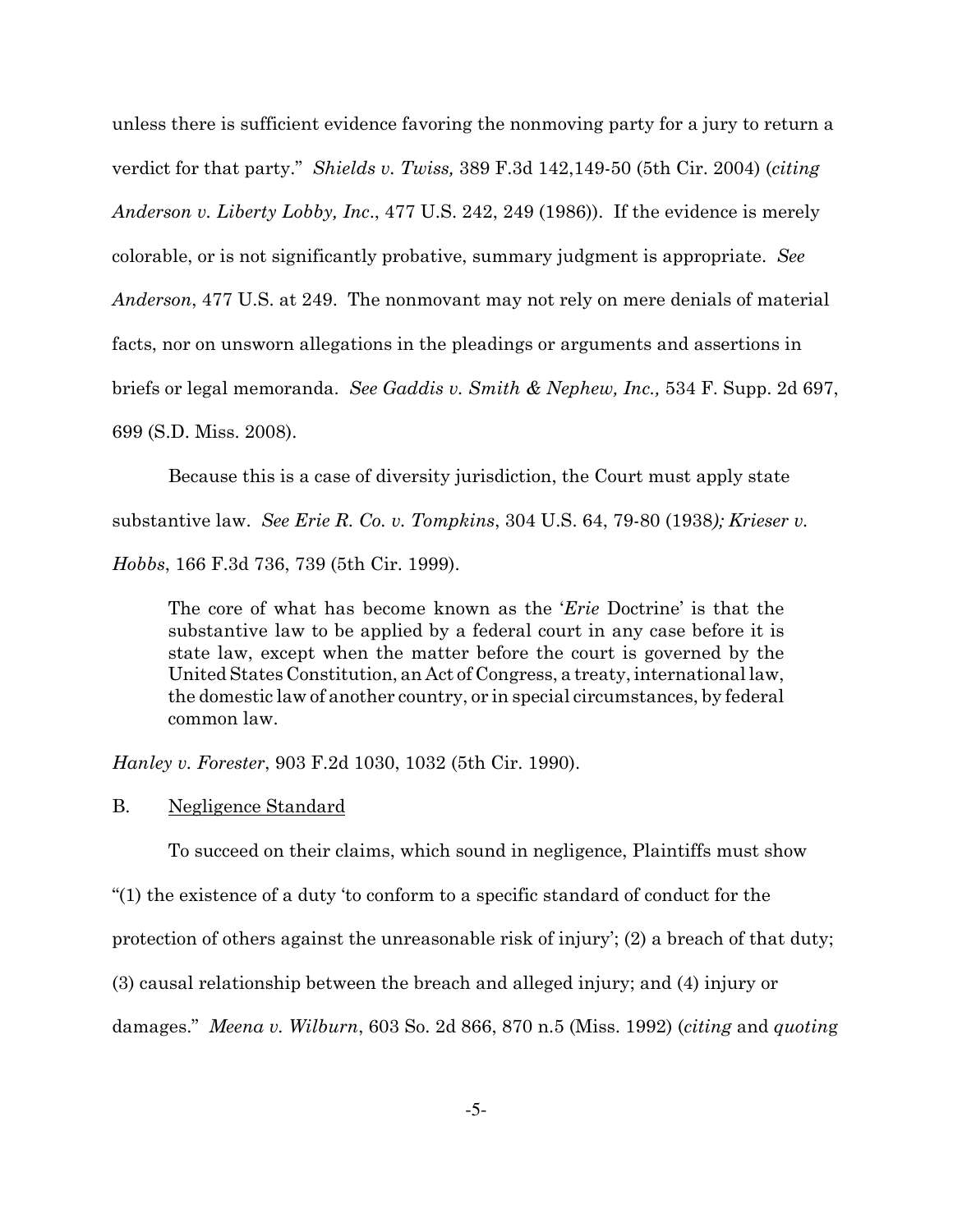unless there is sufficient evidence favoring the nonmoving party for a jury to return a verdict for that party." *Shields v. Twiss,* 389 F.3d 142,149-50 (5th Cir. 2004) (*citing Anderson v. Liberty Lobby, Inc*., 477 U.S. 242, 249 (1986)). If the evidence is merely colorable, or is not significantly probative, summary judgment is appropriate. *See Anderson*, 477 U.S. at 249. The nonmovant may not rely on mere denials of material facts, nor on unsworn allegations in the pleadings or arguments and assertions in briefs or legal memoranda. *See Gaddis v. Smith & Nephew, Inc.,* 534 F. Supp. 2d 697, 699 (S.D. Miss. 2008).

Because this is a case of diversity jurisdiction, the Court must apply state substantive law. *See Erie R. Co. v. Tompkins*, 304 U.S. 64, 79-80 (1938*); Krieser v. Hobbs*, 166 F.3d 736, 739 (5th Cir. 1999).

> The core of what has become known as the '*Erie* Doctrine' is that the substantive law to be applied by a federal court in any case before it is state law, except when the matter before the court is governed by the United States Constitution, an Act of Congress, a treaty, international law, the domestic law of another country, or in special circumstances, by federal common law.

*Hanley v. Forester*, 903 F.2d 1030, 1032 (5th Cir. 1990).

B. Negligence Standard

To succeed on their claims, which sound in negligence, Plaintiffs must show "(1) the existence of a duty 'to conform to a specific standard of conduct for the protection of others against the unreasonable risk of injury'; (2) a breach of that duty; (3) causal relationship between the breach and alleged injury; and (4) injury or damages." *Meena v. Wilburn*, 603 So. 2d 866, 870 n.5 (Miss. 1992) (*citing* and *quoting*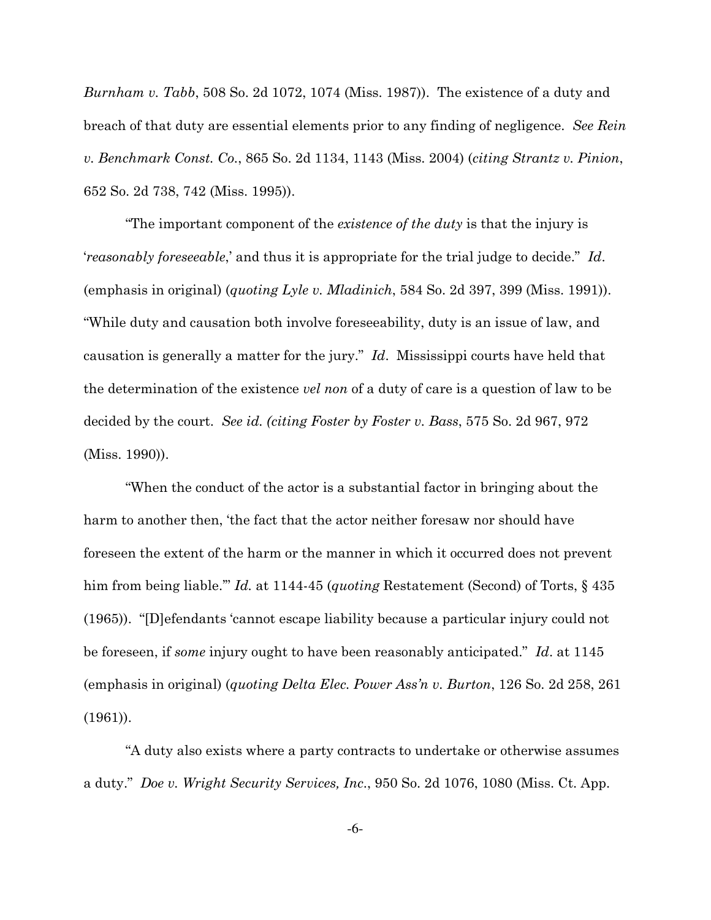*Burnham v. Tabb*, 508 So. 2d 1072, 1074 (Miss. 1987)). The existence of a duty and breach of that duty are essential elements prior to any finding of negligence. *See Rein v. Benchmark Const. Co.*, 865 So. 2d 1134, 1143 (Miss. 2004) (*citing Strantz v. Pinion*, 652 So. 2d 738, 742 (Miss. 1995)).

"The important component of the *existence of the duty* is that the injury is '*reasonably foreseeable*,' and thus it is appropriate for the trial judge to decide." *Id*. (emphasis in original) (*quoting Lyle v. Mladinich*, 584 So. 2d 397, 399 (Miss. 1991)). "While duty and causation both involve foreseeability, duty is an issue of law, and causation is generally a matter for the jury." *Id*. Mississippi courts have held that the determination of the existence *vel non* of a duty of care is a question of law to be decided by the court. *See id. (citing Foster by Foster v. Bass*, 575 So. 2d 967, 972 (Miss. 1990)).

"When the conduct of the actor is a substantial factor in bringing about the harm to another then, 'the fact that the actor neither foresaw nor should have foreseen the extent of the harm or the manner in which it occurred does not prevent him from being liable.'" *Id.* at 1144-45 (*quoting* Restatement (Second) of Torts, § 435 (1965)). "[D]efendants 'cannot escape liability because a particular injury could not be foreseen, if *some* injury ought to have been reasonably anticipated." *Id*. at 1145 (emphasis in original) (*quoting Delta Elec. Power Ass'n v. Burton*, 126 So. 2d 258, 261 (1961)).

"A duty also exists where a party contracts to undertake or otherwise assumes a duty." *Doe v. Wright Security Services, Inc*., 950 So. 2d 1076, 1080 (Miss. Ct. App.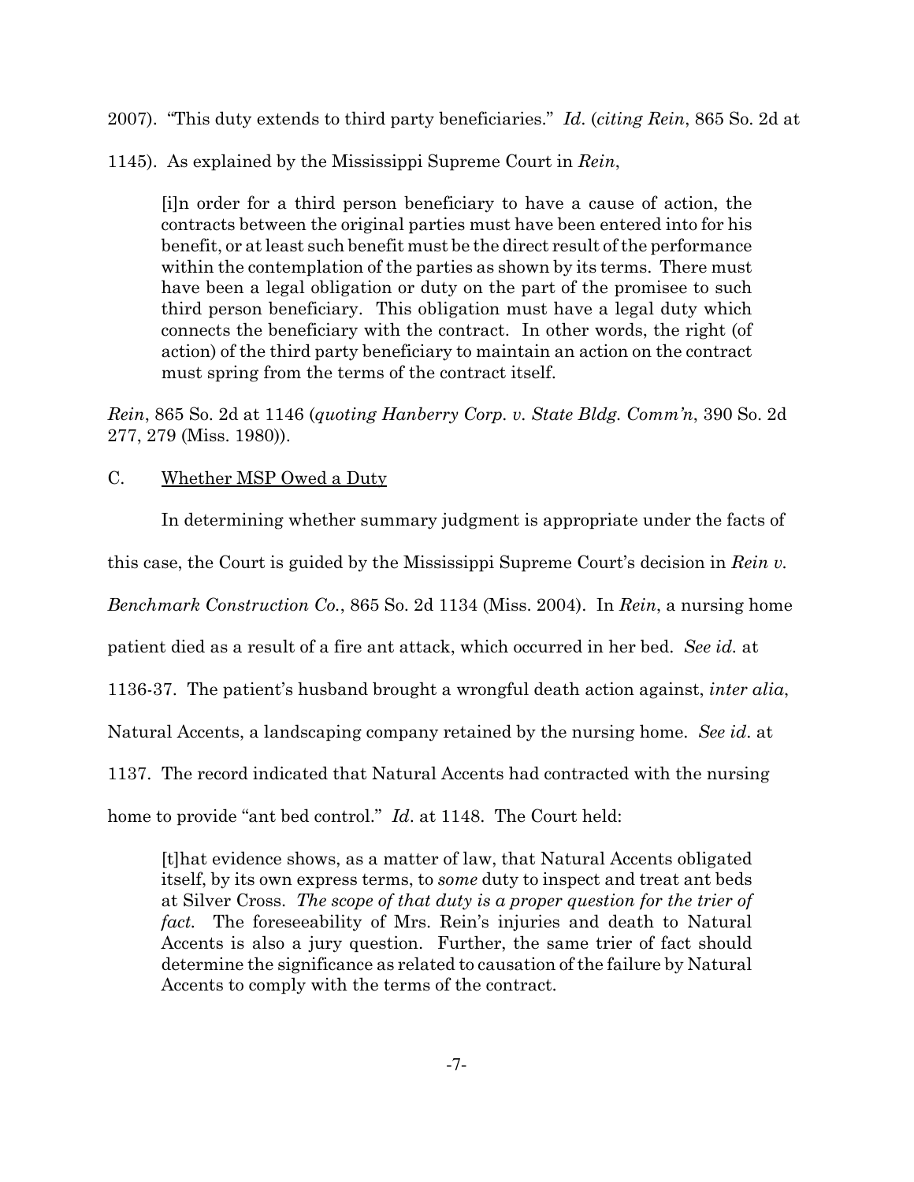2007). "This duty extends to third party beneficiaries." *Id*. (*citing Rein*, 865 So. 2d at 1145). As explained by the Mississippi Supreme Court in *Rein*,

> [i]n order for a third person beneficiary to have a cause of action, the contracts between the original parties must have been entered into for his benefit, or at least such benefit must be the direct result of the performance within the contemplation of the parties as shown by its terms. There must have been a legal obligation or duty on the part of the promisee to such third person beneficiary. This obligation must have a legal duty which connects the beneficiary with the contract. In other words, the right (of action) of the third party beneficiary to maintain an action on the contract must spring from the terms of the contract itself.

*Rein*, 865 So. 2d at 1146 (*quoting Hanberry Corp. v. State Bldg. Comm'n*, 390 So. 2d 277, 279 (Miss. 1980)).

C. Whether MSP Owed a Duty

In determining whether summary judgment is appropriate under the facts of this case, the Court is guided by the Mississippi Supreme Court's decision in *Rein v. Benchmark Construction Co.*, 865 So. 2d 1134 (Miss. 2004). In *Rein*, a nursing home patient died as a result of a fire ant attack, which occurred in her bed. *See id.* at 1136-37. The patient's husband brought a wrongful death action against, *inter alia*, Natural Accents, a landscaping company retained by the nursing home. *See id*. at 1137. The record indicated that Natural Accents had contracted with the nursing home to provide "ant bed control." *Id*. at 1148. The Court held:

> [t]hat evidence shows, as a matter of law, that Natural Accents obligated itself, by its own express terms, to *some* duty to inspect and treat ant beds at Silver Cross. *The scope of that duty is a proper question for the trier of fact.* The foreseeability of Mrs. Rein's injuries and death to Natural Accents is also a jury question. Further, the same trier of fact should determine the significance as related to causation of the failure by Natural Accents to comply with the terms of the contract.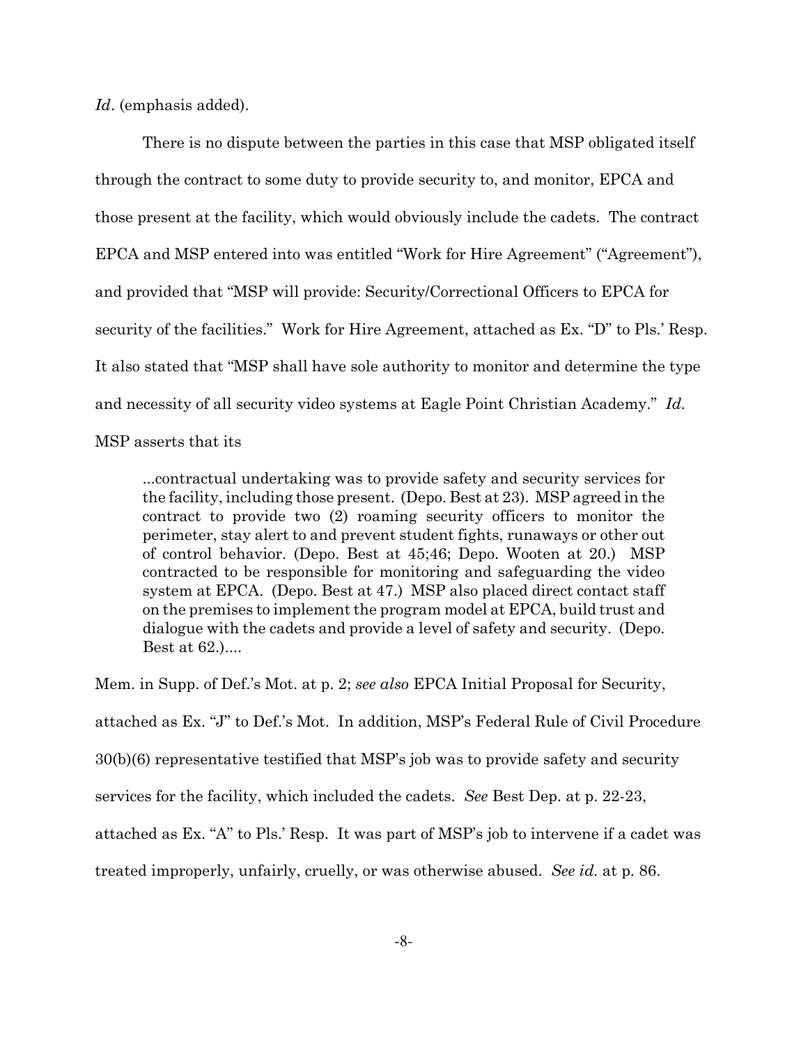*Id*. (emphasis added).

There is no dispute between the parties in this case that MSP obligated itself through the contract to some duty to provide security to, and monitor, EPCA and those present at the facility, which would obviously include the cadets. The contract EPCA and MSP entered into was entitled "Work for Hire Agreement" ("Agreement"), and provided that "MSP will provide: Security/Correctional Officers to EPCA for security of the facilities." Work for Hire Agreement, attached as Ex. "D" to Pls.' Resp. It also stated that "MSP shall have sole authority to monitor and determine the type and necessity of all security video systems at Eagle Point Christian Academy." *Id.* MSP asserts that its

> ...contractual undertaking was to provide safety and security services for the facility, including those present. (Depo. Best at 23). MSP agreed in the contract to provide two (2) roaming security officers to monitor the perimeter, stay alert to and prevent student fights, runaways or other out of control behavior. (Depo. Best at 45;46; Depo. Wooten at 20.) MSP contracted to be responsible for monitoring and safeguarding the video system at EPCA. (Depo. Best at 47.) MSP also placed direct contact staff on the premises to implement the program model at EPCA, build trust and dialogue with the cadets and provide a level of safety and security. (Depo. Best at 62.)....

Mem. in Supp. of Def.'s Mot. at p. 2; *see also* EPCA Initial Proposal for Security, attached as Ex. "J" to Def.'s Mot. In addition, MSP's Federal Rule of Civil Procedure 30(b)(6) representative testified that MSP's job was to provide safety and security services for the facility, which included the cadets. *See* Best Dep. at p. 22-23, attached as Ex. "A" to Pls.' Resp. It was part of MSP's job to intervene if a cadet was treated improperly, unfairly, cruelly, or was otherwise abused. *See id.* at p. 86.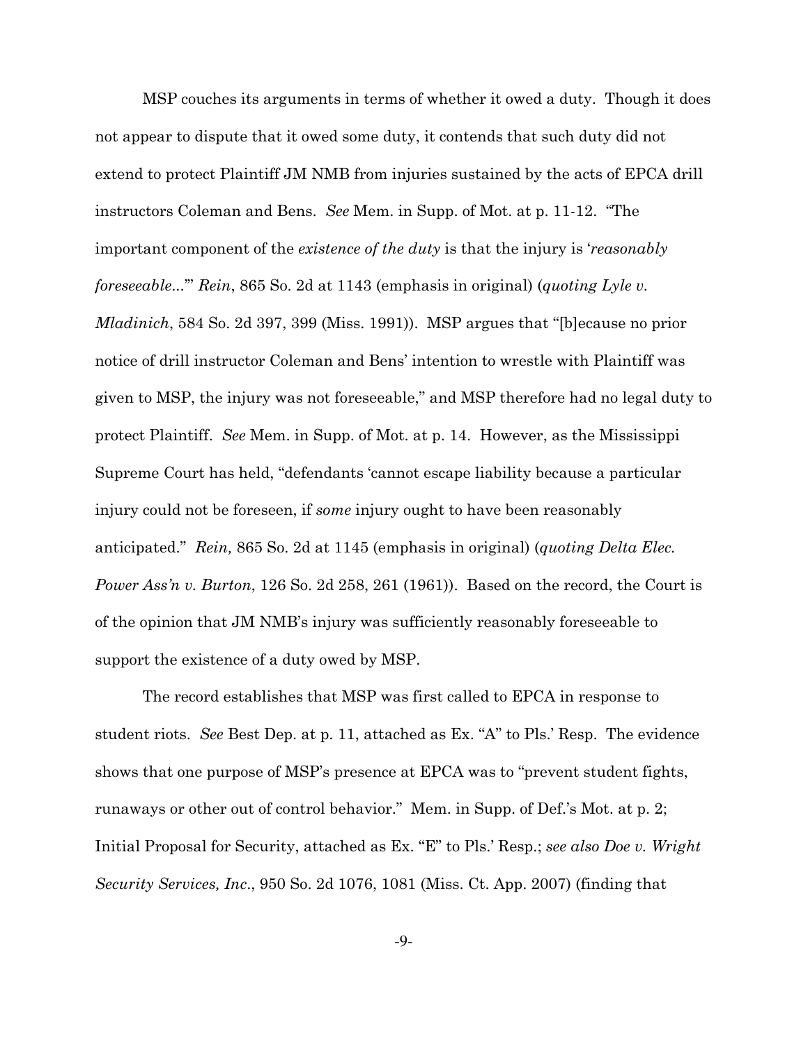MSP couches its arguments in terms of whether it owed a duty. Though it does not appear to dispute that it owed some duty, it contends that such duty did not extend to protect Plaintiff JM NMB from injuries sustained by the acts of EPCA drill instructors Coleman and Bens. *See* Mem. in Supp. of Mot. at p. 11-12. "The important component of the *existence of the duty* is that the injury is '*reasonably foreseeable*...'" *Rein*, 865 So. 2d at 1143 (emphasis in original) (*quoting Lyle v. Mladinich*, 584 So. 2d 397, 399 (Miss. 1991)). MSP argues that "[b]ecause no prior notice of drill instructor Coleman and Bens' intention to wrestle with Plaintiff was given to MSP, the injury was not foreseeable," and MSP therefore had no legal duty to protect Plaintiff. *See* Mem. in Supp. of Mot. at p. 14. However, as the Mississippi Supreme Court has held, "defendants 'cannot escape liability because a particular injury could not be foreseen, if *some* injury ought to have been reasonably anticipated." *Rein,* 865 So. 2d at 1145 (emphasis in original) (*quoting Delta Elec. Power Ass'n v. Burton*, 126 So. 2d 258, 261 (1961)). Based on the record, the Court is of the opinion that JM NMB's injury was sufficiently reasonably foreseeable to support the existence of a duty owed by MSP.

The record establishes that MSP was first called to EPCA in response to student riots. *See* Best Dep. at p. 11, attached as Ex. "A" to Pls.' Resp. The evidence shows that one purpose of MSP's presence at EPCA was to "prevent student fights, runaways or other out of control behavior." Mem. in Supp. of Def.'s Mot. at p. 2; Initial Proposal for Security, attached as Ex. "E" to Pls.' Resp.; *see also Doe v. Wright Security Services, Inc*., 950 So. 2d 1076, 1081 (Miss. Ct. App. 2007) (finding that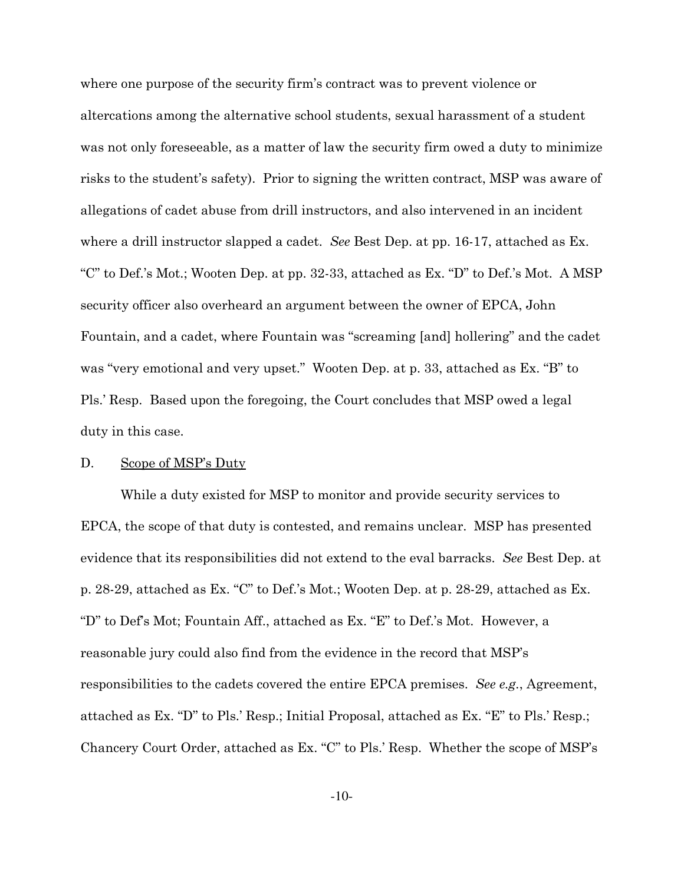where one purpose of the security firm's contract was to prevent violence or altercations among the alternative school students, sexual harassment of a student was not only foreseeable, as a matter of law the security firm owed a duty to minimize risks to the student's safety). Prior to signing the written contract, MSP was aware of allegations of cadet abuse from drill instructors, and also intervened in an incident where a drill instructor slapped a cadet. *See* Best Dep. at pp. 16-17, attached as Ex. "C" to Def.'s Mot.; Wooten Dep. at pp. 32-33, attached as Ex. "D" to Def.'s Mot. A MSP security officer also overheard an argument between the owner of EPCA, John Fountain, and a cadet, where Fountain was "screaming [and] hollering" and the cadet was "very emotional and very upset." Wooten Dep. at p. 33, attached as Ex. "B" to Pls.' Resp. Based upon the foregoing, the Court concludes that MSP owed a legal duty in this case.

D. Scope of MSP's Duty

While a duty existed for MSP to monitor and provide security services to EPCA, the scope of that duty is contested, and remains unclear. MSP has presented evidence that its responsibilities did not extend to the eval barracks. *See* Best Dep. at p. 28-29, attached as Ex. "C" to Def.'s Mot.; Wooten Dep. at p. 28-29, attached as Ex. "D" to Def's Mot; Fountain Aff., attached as Ex. "E" to Def.'s Mot. However, a reasonable jury could also find from the evidence in the record that MSP's responsibilities to the cadets covered the entire EPCA premises. *See e.g.*, Agreement, attached as Ex. "D" to Pls.' Resp.; Initial Proposal, attached as Ex. "E" to Pls.' Resp.; Chancery Court Order, attached as Ex. "C" to Pls.' Resp. Whether the scope of MSP's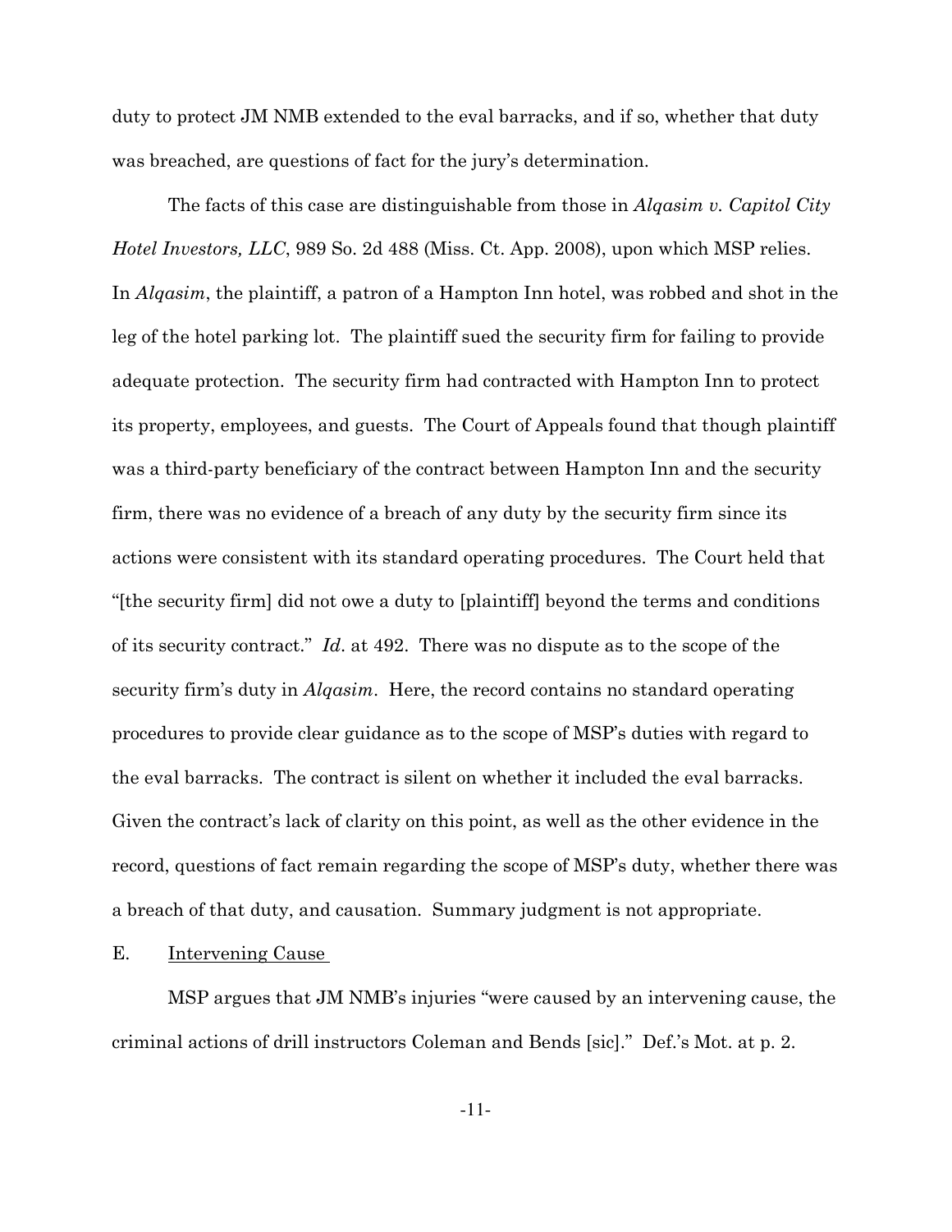duty to protect JM NMB extended to the eval barracks, and if so, whether that duty was breached, are questions of fact for the jury's determination.

The facts of this case are distinguishable from those in *Alqasim v. Capitol City Hotel Investors, LLC*, 989 So. 2d 488 (Miss. Ct. App. 2008), upon which MSP relies. In *Alqasim*, the plaintiff, a patron of a Hampton Inn hotel, was robbed and shot in the leg of the hotel parking lot. The plaintiff sued the security firm for failing to provide adequate protection. The security firm had contracted with Hampton Inn to protect its property, employees, and guests. The Court of Appeals found that though plaintiff was a third-party beneficiary of the contract between Hampton Inn and the security firm, there was no evidence of a breach of any duty by the security firm since its actions were consistent with its standard operating procedures. The Court held that "[the security firm] did not owe a duty to [plaintiff] beyond the terms and conditions of its security contract." *Id*. at 492. There was no dispute as to the scope of the security firm's duty in *Alqasim*. Here, the record contains no standard operating procedures to provide clear guidance as to the scope of MSP's duties with regard to the eval barracks. The contract is silent on whether it included the eval barracks. Given the contract's lack of clarity on this point, as well as the other evidence in the record, questions of fact remain regarding the scope of MSP's duty, whether there was a breach of that duty, and causation. Summary judgment is not appropriate.

E. Intervening Cause

MSP argues that JM NMB's injuries "were caused by an intervening cause, the criminal actions of drill instructors Coleman and Bends [sic]." Def.'s Mot. at p. 2.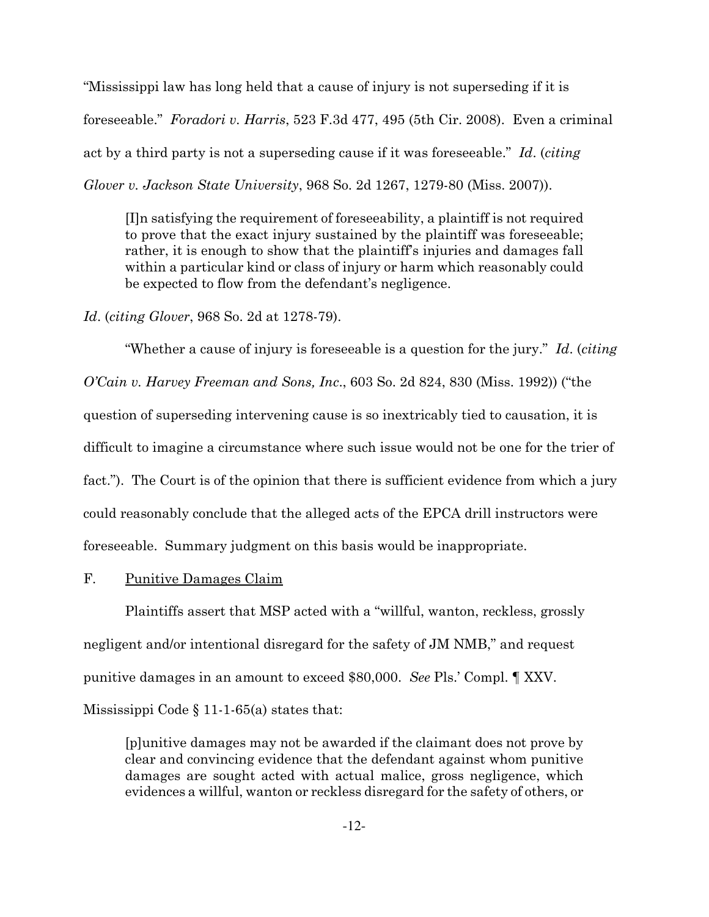"Mississippi law has long held that a cause of injury is not superseding if it is foreseeable." *Foradori v. Harris*, 523 F.3d 477, 495 (5th Cir. 2008). Even a criminal act by a third party is not a superseding cause if it was foreseeable." *Id*. (*citing Glover v. Jackson State University*, 968 So. 2d 1267, 1279-80 (Miss. 2007)).

> [I]n satisfying the requirement of foreseeability, a plaintiff is not required to prove that the exact injury sustained by the plaintiff was foreseeable; rather, it is enough to show that the plaintiff's injuries and damages fall within a particular kind or class of injury or harm which reasonably could be expected to flow from the defendant's negligence.

*Id*. (*citing Glover*, 968 So. 2d at 1278-79).

"Whether a cause of injury is foreseeable is a question for the jury." *Id*. (*citing O'Cain v. Harvey Freeman and Sons, Inc*., 603 So. 2d 824, 830 (Miss. 1992)) ("the question of superseding intervening cause is so inextricably tied to causation, it is difficult to imagine a circumstance where such issue would not be one for the trier of fact."). The Court is of the opinion that there is sufficient evidence from which a jury could reasonably conclude that the alleged acts of the EPCA drill instructors were foreseeable. Summary judgment on this basis would be inappropriate.

F. Punitive Damages Claim

Plaintiffs assert that MSP acted with a "willful, wanton, reckless, grossly negligent and/or intentional disregard for the safety of JM NMB," and request punitive damages in an amount to exceed $80,000. *See* Pls.' Compl. ¶ XXV. Mississippi Code § 11-1-65(a) states that:

> [p]unitive damages may not be awarded if the claimant does not prove by clear and convincing evidence that the defendant against whom punitive damages are sought acted with actual malice, gross negligence, which evidences a willful, wanton or reckless disregard for the safety of others, or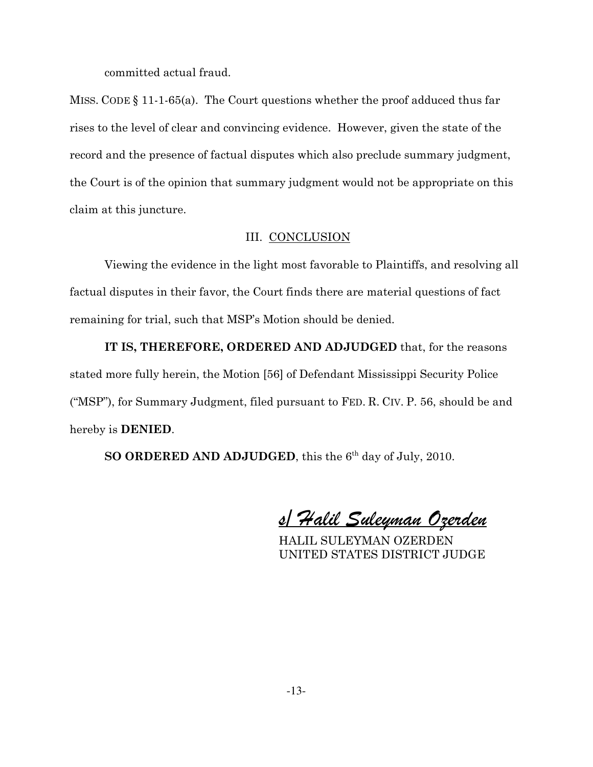committed actual fraud.

MISS. CODE § 11-1-65(a). The Court questions whether the proof adduced thus far rises to the level of clear and convincing evidence. However, given the state of the record and the presence of factual disputes which also preclude summary judgment, the Court is of the opinion that summary judgment would not be appropriate on this claim at this juncture.

## III. CONCLUSION

Viewing the evidence in the light most favorable to Plaintiffs, and resolving all factual disputes in their favor, the Court finds there are material questions of fact remaining for trial, such that MSP's Motion should be denied.

**IT IS, THEREFORE, ORDERED AND ADJUDGED** that, for the reasons stated more fully herein, the Motion [56] of Defendant Mississippi Security Police ("MSP"), for Summary Judgment, filed pursuant to FED. R. CIV. P. 56, should be and hereby is **DENIED**.

**SO ORDERED AND ADJUDGED**, this the 6th day of July, 2010.

*s/ Halil Suleyman Ozerden*

HALIL SULEYMAN OZERDEN
UNITED STATES DISTRICT JUDGE